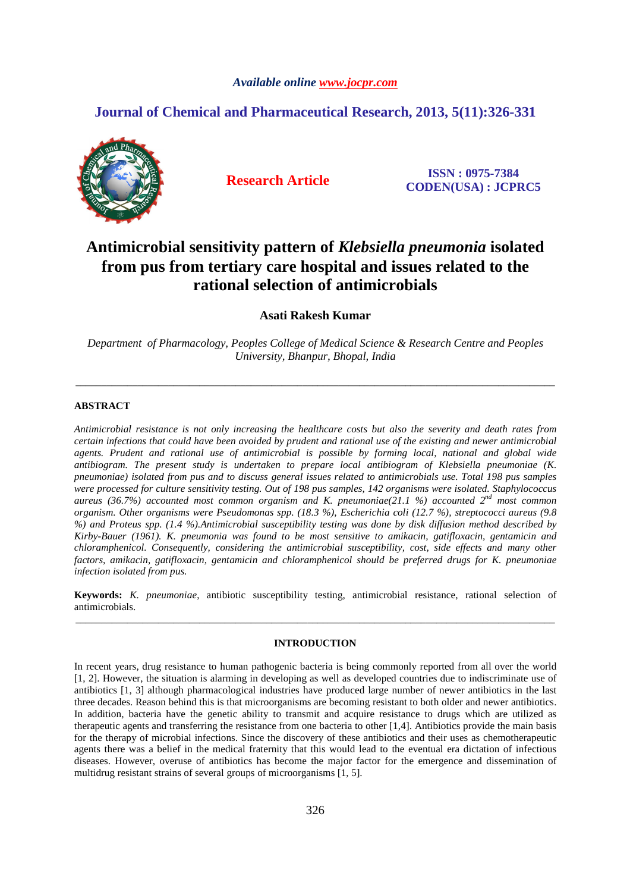*Available online www.jocpr.com*

## Journal of Chemical and Pharmaceutical Research, 2013, 5(11):326-331

**Research Article**

**ISSN : 0975-7384**
**CODEN(USA) : JCPRC5**

# Antimicrobial sensitivity pattern of *Klebsiella pneumonia* isolated from pus from tertiary care hospital and issues related to the rational selection of antimicrobials

**Asati Rakesh Kumar**

*Department of Pharmacology, Peoples College of Medical Science & Research Centre and Peoples University, Bhanpur, Bhopal, India*

---

### ABSTRACT

*Antimicrobial resistance is not only increasing the healthcare costs but also the severity and death rates from certain infections that could have been avoided by prudent and rational use of the existing and newer antimicrobial agents. Prudent and rational use of antimicrobial is possible by forming local, national and global wide antibiogram. The present study is undertaken to prepare local antibiogram of Klebsiella pneumoniae (K. pneumoniae) isolated from pus and to discuss general issues related to antimicrobials use. Total 198 pus samples were processed for culture sensitivity testing. Out of 198 pus samples, 142 organisms were isolated. Staphylococcus aureus (36.7%) accounted most common organism and K. pneumoniae(21.1 %) accounted 2^nd most common organism. Other organisms were Pseudomonas spp. (18.3 %), Escherichia coli (12.7 %), streptococci aureus (9.8 %) and Proteus spp. (1.4 %).Antimicrobial susceptibility testing was done by disk diffusion method described by Kirby-Bauer (1961). K. pneumonia was found to be most sensitive to amikacin, gatifloxacin, gentamicin and chloramphenicol. Consequently, considering the antimicrobial susceptibility, cost, side effects and many other factors, amikacin, gatifloxacin, gentamicin and chloramphenicol should be preferred drugs for K. pneumoniae infection isolated from pus.*

**Keywords:** *K. pneumoniae*, antibiotic susceptibility testing, antimicrobial resistance, rational selection of antimicrobials.

---

### INTRODUCTION

In recent years, drug resistance to human pathogenic bacteria is being commonly reported from all over the world [1, 2]. However, the situation is alarming in developing as well as developed countries due to indiscriminate use of antibiotics [1, 3] although pharmacological industries have produced large number of newer antibiotics in the last three decades. Reason behind this is that microorganisms are becoming resistant to both older and newer antibiotics. In addition, bacteria have the genetic ability to transmit and acquire resistance to drugs which are utilized as therapeutic agents and transferring the resistance from one bacteria to other [1,4]. Antibiotics provide the main basis for the therapy of microbial infections. Since the discovery of these antibiotics and their uses as chemotherapeutic agents there was a belief in the medical fraternity that this would lead to the eventual era dictation of infectious diseases. However, overuse of antibiotics has become the major factor for the emergence and dissemination of multidrug resistant strains of several groups of microorganisms [1, 5].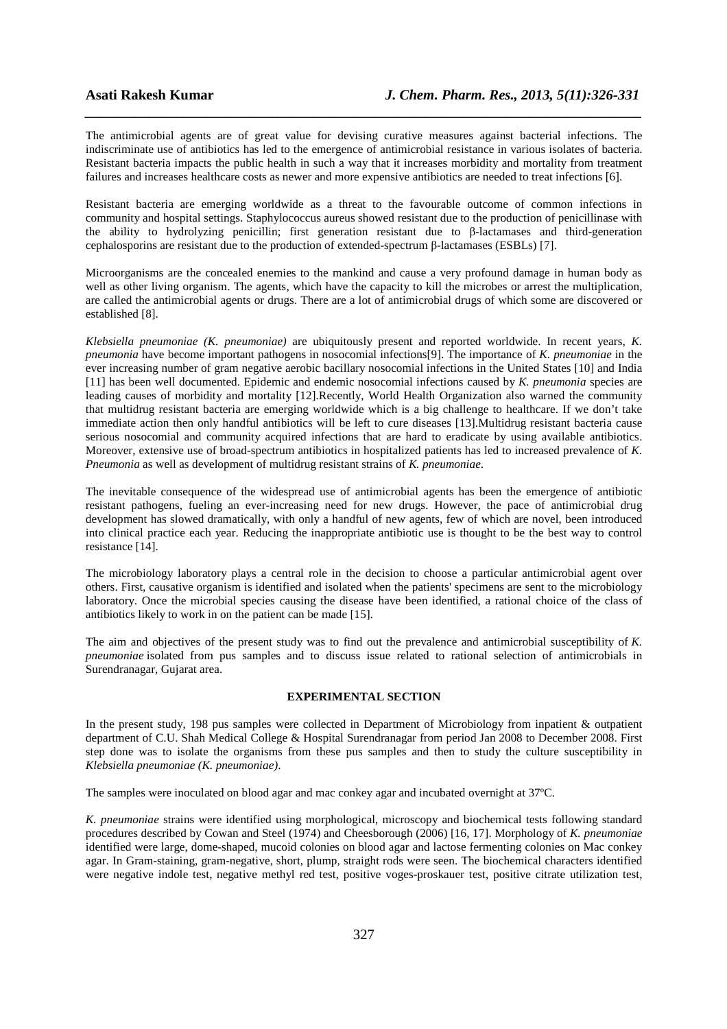The antimicrobial agents are of great value for devising curative measures against bacterial infections. The indiscriminate use of antibiotics has led to the emergence of antimicrobial resistance in various isolates of bacteria. Resistant bacteria impacts the public health in such a way that it increases morbidity and mortality from treatment failures and increases healthcare costs as newer and more expensive antibiotics are needed to treat infections [6].

Resistant bacteria are emerging worldwide as a threat to the favourable outcome of common infections in community and hospital settings. Staphylococcus aureus showed resistant due to the production of penicillinase with the ability to hydrolyzing penicillin; first generation resistant due to β-lactamases and third-generation cephalosporins are resistant due to the production of extended-spectrum β-lactamases (ESBLs) [7].

Microorganisms are the concealed enemies to the mankind and cause a very profound damage in human body as well as other living organism. The agents, which have the capacity to kill the microbes or arrest the multiplication, are called the antimicrobial agents or drugs. There are a lot of antimicrobial drugs of which some are discovered or established [8].

*Klebsiella pneumoniae (K. pneumoniae)* are ubiquitously present and reported worldwide. In recent years, *K. pneumonia* have become important pathogens in nosocomial infections[9]. The importance of *K. pneumoniae* in the ever increasing number of gram negative aerobic bacillary nosocomial infections in the United States [10] and India [11] has been well documented. Epidemic and endemic nosocomial infections caused by *K. pneumonia* species are leading causes of morbidity and mortality [12].Recently, World Health Organization also warned the community that multidrug resistant bacteria are emerging worldwide which is a big challenge to healthcare. If we don't take immediate action then only handful antibiotics will be left to cure diseases [13].Multidrug resistant bacteria cause serious nosocomial and community acquired infections that are hard to eradicate by using available antibiotics. Moreover, extensive use of broad-spectrum antibiotics in hospitalized patients has led to increased prevalence of *K. Pneumonia* as well as development of multidrug resistant strains of *K. pneumoniae.*

The inevitable consequence of the widespread use of antimicrobial agents has been the emergence of antibiotic resistant pathogens, fueling an ever-increasing need for new drugs. However, the pace of antimicrobial drug development has slowed dramatically, with only a handful of new agents, few of which are novel, been introduced into clinical practice each year. Reducing the inappropriate antibiotic use is thought to be the best way to control resistance [14].

The microbiology laboratory plays a central role in the decision to choose a particular antimicrobial agent over others. First, causative organism is identified and isolated when the patients' specimens are sent to the microbiology laboratory. Once the microbial species causing the disease have been identified, a rational choice of the class of antibiotics likely to work in on the patient can be made [15].

The aim and objectives of the present study was to find out the prevalence and antimicrobial susceptibility of *K. pneumoniae* isolated from pus samples and to discuss issue related to rational selection of antimicrobials in Surendranagar, Gujarat area.

## EXPERIMENTAL SECTION

In the present study, 198 pus samples were collected in Department of Microbiology from inpatient & outpatient department of C.U. Shah Medical College & Hospital Surendranagar from period Jan 2008 to December 2008. First step done was to isolate the organisms from these pus samples and then to study the culture susceptibility in *Klebsiella pneumoniae (K. pneumoniae)*.

The samples were inoculated on blood agar and mac conkey agar and incubated overnight at 37ºC.

*K. pneumoniae* strains were identified using morphological, microscopy and biochemical tests following standard procedures described by Cowan and Steel (1974) and Cheesborough (2006) [16, 17]. Morphology of *K. pneumoniae* identified were large, dome-shaped, mucoid colonies on blood agar and lactose fermenting colonies on Mac conkey agar. In Gram-staining, gram-negative, short, plump, straight rods were seen. The biochemical characters identified were negative indole test, negative methyl red test, positive voges-proskauer test, positive citrate utilization test,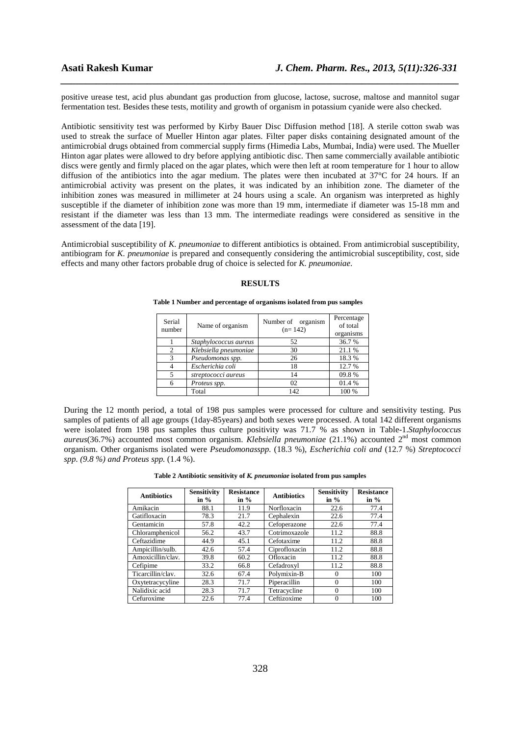positive urease test, acid plus abundant gas production from glucose, lactose, sucrose, maltose and mannitol sugar fermentation test. Besides these tests, motility and growth of organism in potassium cyanide were also checked.

Antibiotic sensitivity test was performed by Kirby Bauer Disc Diffusion method [18]. A sterile cotton swab was used to streak the surface of Mueller Hinton agar plates. Filter paper disks containing designated amount of the antimicrobial drugs obtained from commercial supply firms (Himedia Labs, Mumbai, India) were used. The Mueller Hinton agar plates were allowed to dry before applying antibiotic disc. Then same commercially available antibiotic discs were gently and firmly placed on the agar plates, which were then left at room temperature for 1 hour to allow diffusion of the antibiotics into the agar medium. The plates were then incubated at 37°C for 24 hours. If an antimicrobial activity was present on the plates, it was indicated by an inhibition zone. The diameter of the inhibition zones was measured in millimeter at 24 hours using a scale. An organism was interpreted as highly susceptible if the diameter of inhibition zone was more than 19 mm, intermediate if diameter was 15-18 mm and resistant if the diameter was less than 13 mm. The intermediate readings were considered as sensitive in the assessment of the data [19].

Antimicrobial susceptibility of *K. pneumoniae* to different antibiotics is obtained. From antimicrobial susceptibility, antibiogram for *K. pneumoniae* is prepared and consequently considering the antimicrobial susceptibility, cost, side effects and many other factors probable drug of choice is selected for *K. pneumoniae*.

## RESULTS

**Table 1 Number and percentage of organisms isolated from pus samples**

| Serial number | Name of organism | Number of organism (n= 142) | Percentage of total organisms |
|---|---|---|---|
| 1 | *Staphylococcus aureus* | 52 | 36.7 % |
| 2 | *Klebsiella pneumoniae* | 30 | 21.1 % |
| 3 | *Pseudomonas spp.* | 26 | 18.3 % |
| 4 | *Escherichia coli* | 18 | 12.7 % |
| 5 | *streptococci aureus* | 14 | 09.8 % |
| 6 | *Proteus spp.* | 02 | 01.4 % |
|  | Total | 142 | 100 % |

During the 12 month period, a total of 198 pus samples were processed for culture and sensitivity testing. Pus samples of patients of all age groups (1day-85years) and both sexes were processed. A total 142 different organisms were isolated from 198 pus samples thus culture positivity was 71.7 % as shown in Table-1.*Staphylococcus aureus*(36.7%) accounted most common organism. *Klebsiella pneumoniae* (21.1%) accounted 2nd most common organism. Other organisms isolated were *Pseudomonasspp.* (18.3 %), *Escherichia coli and* (12.7 %) *Streptococci spp. (9.8 %) and Proteus spp.* (1.4 %).

**Table 2 Antibiotic sensitivity of *K. pneumoniae* isolated from pus samples**

| Antibiotics | Sensitivity in % | Resistance in % | Antibiotics | Sensitivity in % | Resistance in % |
|---|---|---|---|---|---|
| Amikacin | 88.1 | 11.9 | Norfloxacin | 22.6 | 77.4 |
| Gatifloxacin | 78.3 | 21.7 | Cephalexin | 22.6 | 77.4 |
| Gentamicin | 57.8 | 42.2 | Cefoperazone | 22.6 | 77.4 |
| Chloramphenicol | 56.2 | 43.7 | Cotrimoxazole | 11.2 | 88.8 |
| Ceftazidime | 44.9 | 45.1 | Cefotaxime | 11.2 | 88.8 |
| Ampicillin/sulb. | 42.6 | 57.4 | Ciprofloxacin | 11.2 | 88.8 |
| Amoxicillin/clav. | 39.8 | 60.2 | Ofloxacin | 11.2 | 88.8 |
| Cefipime | 33.2 | 66.8 | Cefadroxyl | 11.2 | 88.8 |
| Ticarcillin/clav. | 32.6 | 67.4 | Polymixin-B | 0 | 100 |
| Oxytetracycyline | 28.3 | 71.7 | Piperacillin | 0 | 100 |
| Nalidixic acid | 28.3 | 71.7 | Tetracycline | 0 | 100 |
| Cefuroxime | 22.6 | 77.4 | Ceftizoxime | 0 | 100 |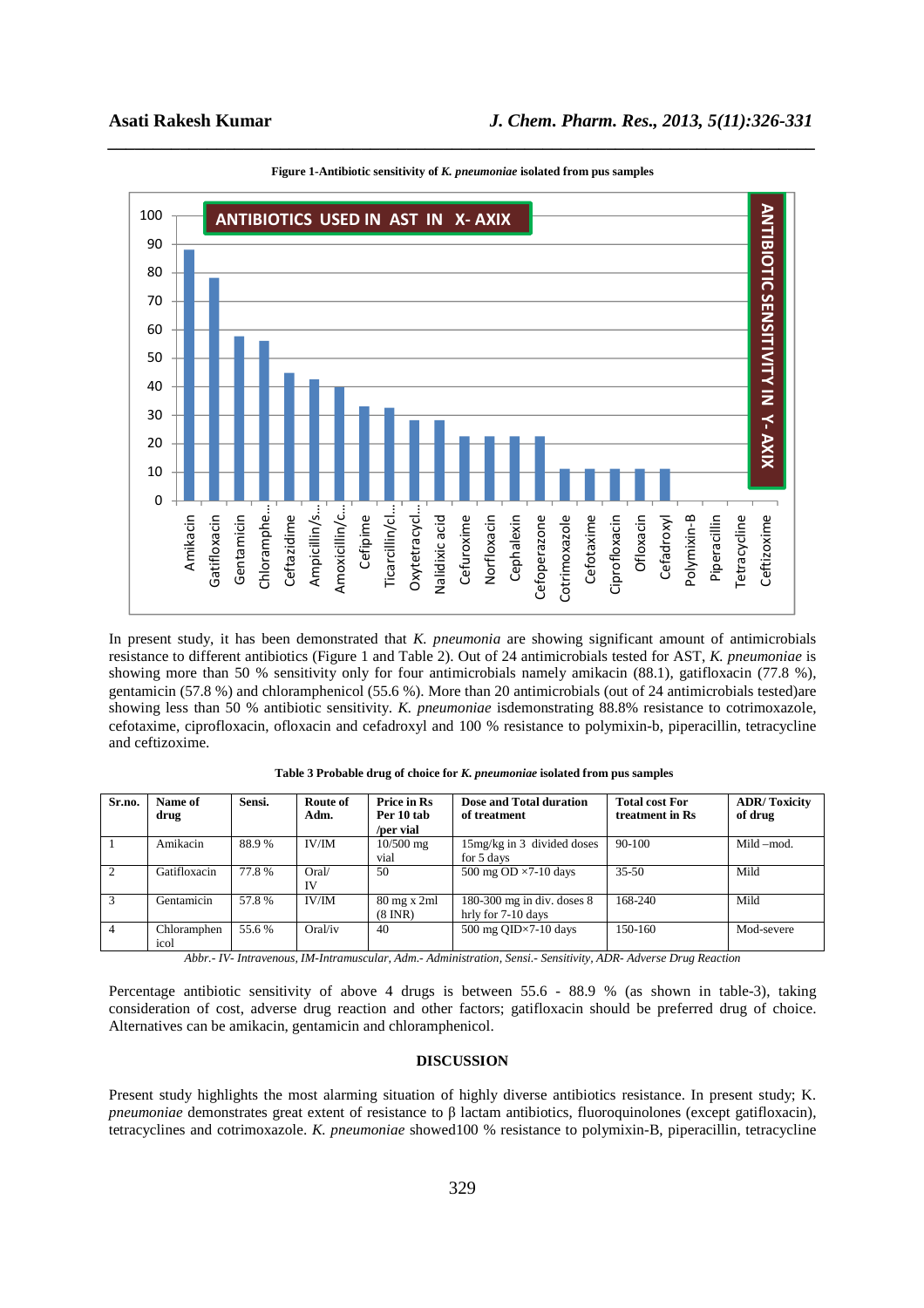**Figure 1-Antibiotic sensitivity of *K. pneumoniae* isolated from pus samples**

In present study, it has been demonstrated that *K. pneumonia* are showing significant amount of antimicrobials resistance to different antibiotics (Figure 1 and Table 2). Out of 24 antimicrobials tested for AST, *K. pneumoniae* is showing more than 50 % sensitivity only for four antimicrobials namely amikacin (88.1), gatifloxacin (77.8 %), gentamicin (57.8 %) and chloramphenicol (55.6 %). More than 20 antimicrobials (out of 24 antimicrobials tested)are showing less than 50 % antibiotic sensitivity. *K. pneumoniae* isdemonstrating 88.8% resistance to cotrimoxazole, cefotaxime, ciprofloxacin, ofloxacin and cefadroxyl and 100 % resistance to polymixin-b, piperacillin, tetracycline and ceftizoxime.

**Table 3 Probable drug of choice for *K. pneumoniae* isolated from pus samples**

| Sr.no. | Name of drug | Sensi. | Route of Adm. | Price in Rs Per 10 tab /per vial | Dose and Total duration of treatment | Total cost For treatment in Rs | ADR/ Toxicity of drug |
|---|---|---|---|---|---|---|---|
| 1 | Amikacin | 88.9 % | IV/IM | 10/500 mg vial | 15mg/kg in 3 divided doses for 5 days | 90-100 | Mild –mod. |
| 2 | Gatifloxacin | 77.8 % | Oral/ IV | 50 | 500 mg OD ×7-10 days | 35-50 | Mild |
| 3 | Gentamicin | 57.8 % | IV/IM | 80 mg x 2ml (8 INR) | 180-300 mg in div. doses 8 hrly for 7-10 days | 168-240 | Mild |
| 4 | Chloramphenicol | 55.6 % | Oral/iv | 40 | 500 mg QID×7-10 days | 150-160 | Mod-severe |

*Abbr.- IV- Intravenous, IM-Intramuscular, Adm.- Administration, Sensi.- Sensitivity, ADR- Adverse Drug Reaction*

Percentage antibiotic sensitivity of above 4 drugs is between 55.6 - 88.9 % (as shown in table-3), taking consideration of cost, adverse drug reaction and other factors; gatifloxacin should be preferred drug of choice. Alternatives can be amikacin, gentamicin and chloramphenicol.

## DISCUSSION

Present study highlights the most alarming situation of highly diverse antibiotics resistance. In present study; K. *pneumoniae* demonstrates great extent of resistance to β lactam antibiotics, fluoroquinolones (except gatifloxacin), tetracyclines and cotrimoxazole. *K. pneumoniae* showed100 % resistance to polymixin-B, piperacillin, tetracycline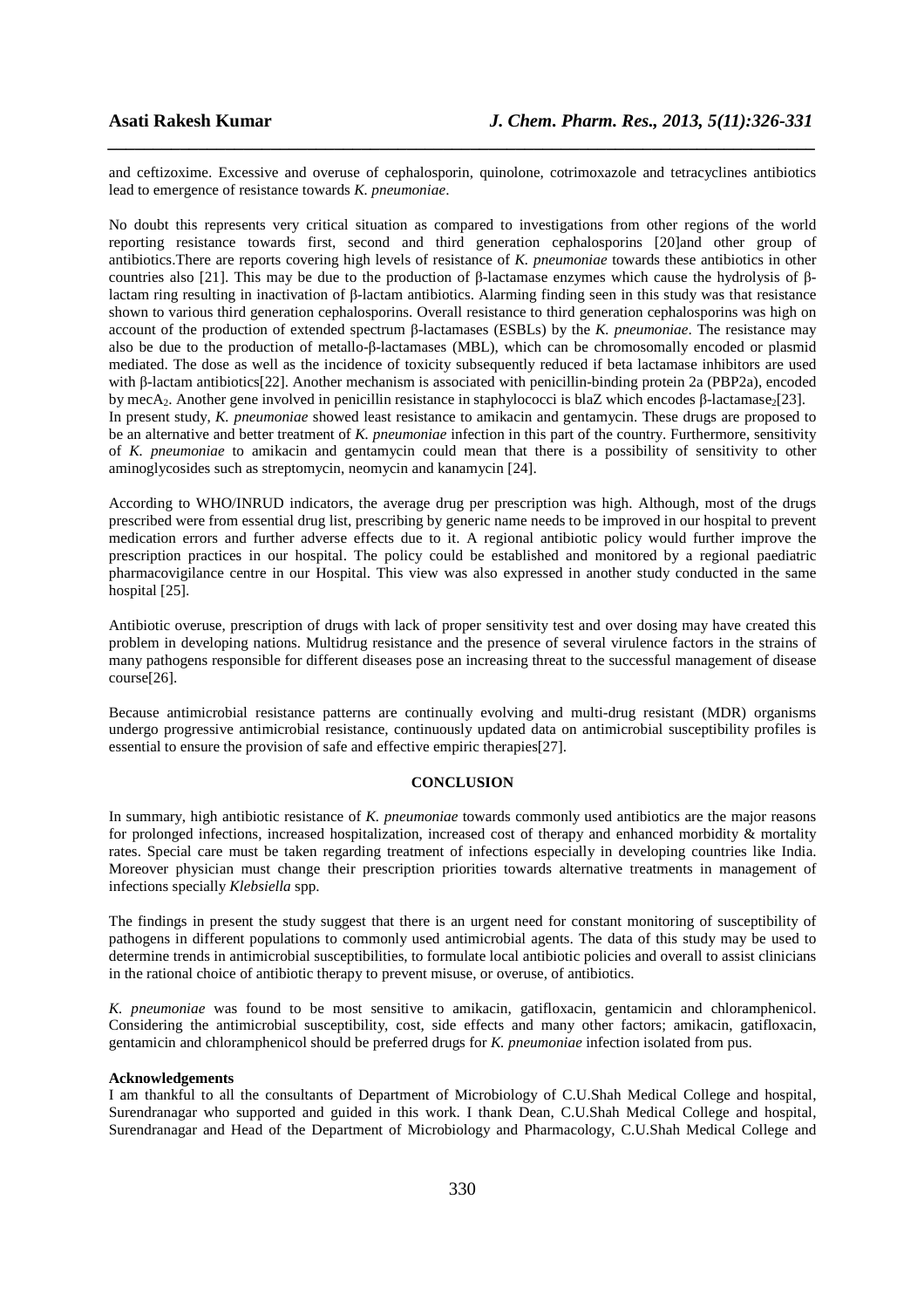and ceftizoxime. Excessive and overuse of cephalosporin, quinolone, cotrimoxazole and tetracyclines antibiotics lead to emergence of resistance towards *K. pneumoniae*.

No doubt this represents very critical situation as compared to investigations from other regions of the world reporting resistance towards first, second and third generation cephalosporins [20]and other group of antibiotics.There are reports covering high levels of resistance of *K. pneumoniae* towards these antibiotics in other countries also [21]. This may be due to the production of β-lactamase enzymes which cause the hydrolysis of β-lactam ring resulting in inactivation of β-lactam antibiotics. Alarming finding seen in this study was that resistance shown to various third generation cephalosporins. Overall resistance to third generation cephalosporins was high on account of the production of extended spectrum β-lactamases (ESBLs) by the *K. pneumoniae*. The resistance may also be due to the production of metallo-β-lactamases (MBL), which can be chromosomally encoded or plasmid mediated. The dose as well as the incidence of toxicity subsequently reduced if beta lactamase inhibitors are used with β-lactam antibiotics[22]. Another mechanism is associated with penicillin-binding protein 2a (PBP2a), encoded by $mecA_2$. Another gene involved in penicillin resistance in staphylococci is blaZ which encodes β-$lactamase_2$[23].
In present study, *K. pneumoniae* showed least resistance to amikacin and gentamycin. These drugs are proposed to be an alternative and better treatment of *K. pneumoniae* infection in this part of the country. Furthermore, sensitivity of *K. pneumoniae* to amikacin and gentamycin could mean that there is a possibility of sensitivity to other aminoglycosides such as streptomycin, neomycin and kanamycin [24].

According to WHO/INRUD indicators, the average drug per prescription was high. Although, most of the drugs prescribed were from essential drug list, prescribing by generic name needs to be improved in our hospital to prevent medication errors and further adverse effects due to it. A regional antibiotic policy would further improve the prescription practices in our hospital. The policy could be established and monitored by a regional paediatric pharmacovigilance centre in our Hospital. This view was also expressed in another study conducted in the same hospital [25].

Antibiotic overuse, prescription of drugs with lack of proper sensitivity test and over dosing may have created this problem in developing nations. Multidrug resistance and the presence of several virulence factors in the strains of many pathogens responsible for different diseases pose an increasing threat to the successful management of disease course[26].

Because antimicrobial resistance patterns are continually evolving and multi-drug resistant (MDR) organisms undergo progressive antimicrobial resistance, continuously updated data on antimicrobial susceptibility profiles is essential to ensure the provision of safe and effective empiric therapies[27].

## CONCLUSION

In summary, high antibiotic resistance of *K. pneumoniae* towards commonly used antibiotics are the major reasons for prolonged infections, increased hospitalization, increased cost of therapy and enhanced morbidity & mortality rates. Special care must be taken regarding treatment of infections especially in developing countries like India. Moreover physician must change their prescription priorities towards alternative treatments in management of infections specially *Klebsiella* spp.

The findings in present the study suggest that there is an urgent need for constant monitoring of susceptibility of pathogens in different populations to commonly used antimicrobial agents. The data of this study may be used to determine trends in antimicrobial susceptibilities, to formulate local antibiotic policies and overall to assist clinicians in the rational choice of antibiotic therapy to prevent misuse, or overuse, of antibiotics.

*K. pneumoniae* was found to be most sensitive to amikacin, gatifloxacin, gentamicin and chloramphenicol. Considering the antimicrobial susceptibility, cost, side effects and many other factors; amikacin, gatifloxacin, gentamicin and chloramphenicol should be preferred drugs for *K. pneumoniae* infection isolated from pus.

### Acknowledgements

I am thankful to all the consultants of Department of Microbiology of C.U.Shah Medical College and hospital, Surendranagar who supported and guided in this work. I thank Dean, C.U.Shah Medical College and hospital, Surendranagar and Head of the Department of Microbiology and Pharmacology, C.U.Shah Medical College and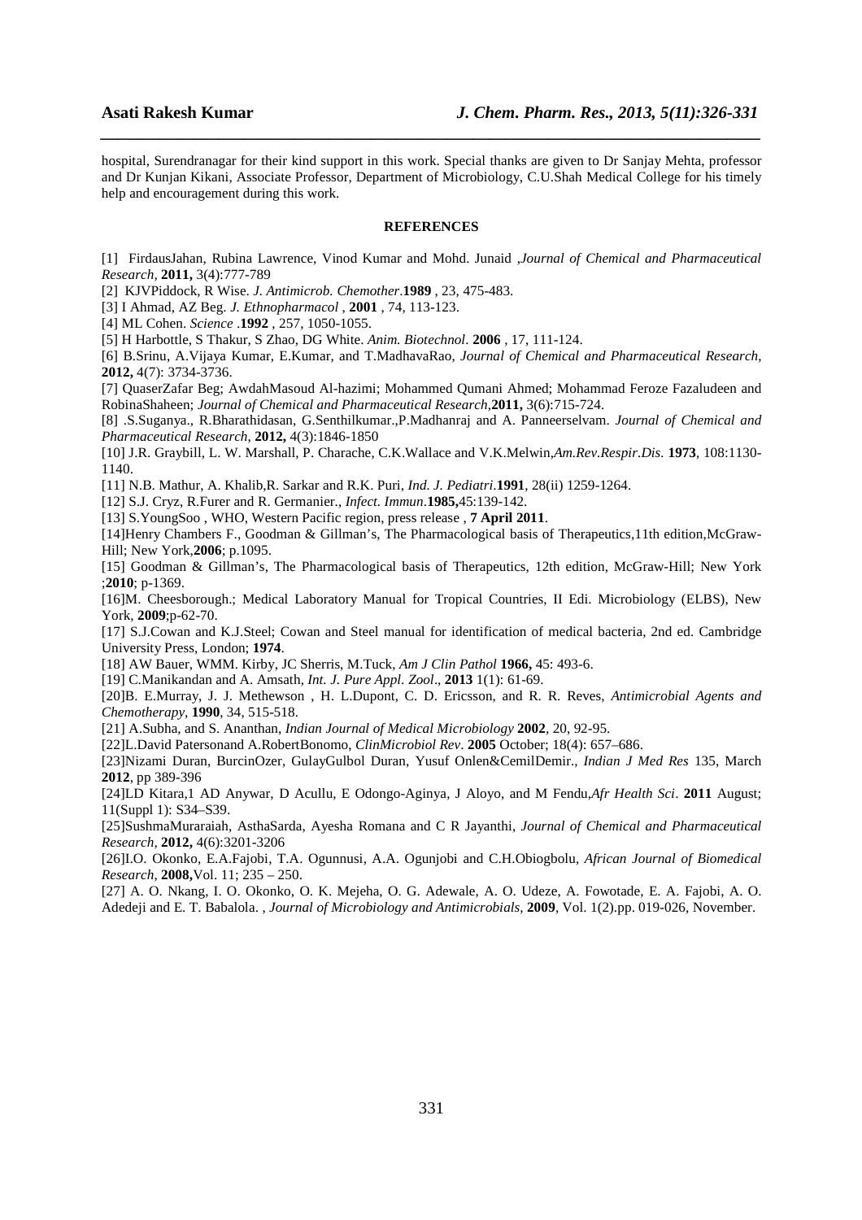hospital, Surendranagar for their kind support in this work. Special thanks are given to Dr Sanjay Mehta, professor and Dr Kunjan Kikani, Associate Professor, Department of Microbiology, C.U.Shah Medical College for his timely help and encouragement during this work.

## REFERENCES

[1] FirdausJahan, Rubina Lawrence, Vinod Kumar and Mohd. Junaid ,*Journal of Chemical and Pharmaceutical Research,* **2011,** 3(4):777-789

[2] KJVPiddock, R Wise. *J. Antimicrob. Chemother*.**1989** , 23, 475-483.

[3] I Ahmad, AZ Beg. *J. Ethnopharmacol* , **2001** , 74, 113-123.

[4] ML Cohen. *Science* .**1992** , 257, 1050-1055.

[5] H Harbottle, S Thakur, S Zhao, DG White. *Anim. Biotechnol*. **2006** , 17, 111-124.

[6] B.Srinu, A.Vijaya Kumar, E.Kumar, and T.MadhavaRao, *Journal of Chemical and Pharmaceutical Research*, **2012,** 4(7): 3734-3736.

[7] QuaserZafar Beg; AwdahMasoud Al-hazimi; Mohammed Qumani Ahmed; Mohammad Feroze Fazaludeen and RobinaShaheen; *Journal of Chemical and Pharmaceutical Research*,**2011,** 3(6):715-724.

[8] .S.Suganya., R.Bharathidasan, G.Senthilkumar.,P.Madhanraj and A. Panneerselvam. *Journal of Chemical and Pharmaceutical Research*, **2012,** 4(3):1846-1850

[10] J.R. Graybill, L. W. Marshall, P. Charache, C.K.Wallace and V.K.Melwin,*Am.Rev.Respir.Dis.* **1973**, 108:1130-1140.

[11] N.B. Mathur, A. Khalib,R. Sarkar and R.K. Puri, *Ind. J. Pediatri*.**1991**, 28(ii) 1259-1264.

[12] S.J. Cryz, R.Furer and R. Germanier., *Infect. Immun*.**1985,**45:139-142.

[13] S.YoungSoo , WHO, Western Pacific region, press release , **7 April 2011**.

[14]Henry Chambers F., Goodman & Gillman's, The Pharmacological basis of Therapeutics,11th edition,McGraw-Hill; New York,**2006**; p.1095.

[15] Goodman & Gillman's, The Pharmacological basis of Therapeutics, 12th edition, McGraw-Hill; New York ;**2010**; p-1369.

[16]M. Cheesborough.; Medical Laboratory Manual for Tropical Countries, II Edi. Microbiology (ELBS), New York, **2009**;p-62-70.

[17] S.J.Cowan and K.J.Steel; Cowan and Steel manual for identification of medical bacteria, 2nd ed. Cambridge University Press, London; **1974**.

[18] AW Bauer, WMM. Kirby, JC Sherris, M.Tuck, *Am J Clin Pathol* **1966,** 45: 493-6.

[19] C.Manikandan and A. Amsath, *Int. J. Pure Appl. Zool*., **2013** 1(1): 61-69.

[20]B. E.Murray, J. J. Methewson , H. L.Dupont, C. D. Ericsson, and R. R. Reves, *Antimicrobial Agents and Chemotherapy*, **1990**, 34, 515-518.

[21] A.Subha, and S. Ananthan, *Indian Journal of Medical Microbiology* **2002**, 20, 92-95.

[22]L.David Patersonand A.RobertBonomo, *ClinMicrobiol Rev*. **2005** October; 18(4): 657–686.

[23]Nizami Duran, BurcinOzer, GulayGulbol Duran, Yusuf Onlen&CemilDemir., *Indian J Med Res* 135, March **2012**, pp 389-396

[24]LD Kitara,1 AD Anywar, D Acullu, E Odongo-Aginya, J Aloyo, and M Fendu,*Afr Health Sci*. **2011** August; 11(Suppl 1): S34–S39.

[25]SushmaMuraraiah, AsthaSarda, Ayesha Romana and C R Jayanthi, *Journal of Chemical and Pharmaceutical Research,* **2012,** 4(6):3201-3206

[26]I.O. Okonko, E.A.Fajobi, T.A. Ogunnusi, A.A. Ogunjobi and C.H.Obiogbolu, *African Journal of Biomedical Research,* **2008,**Vol. 11; 235 – 250.

[27] A. O. Nkang, I. O. Okonko, O. K. Mejeha, O. G. Adewale, A. O. Udeze, A. Fowotade, E. A. Fajobi, A. O. Adedeji and E. T. Babalola. , *Journal of Microbiology and Antimicrobials,* **2009**, Vol. 1(2).pp. 019-026, November.